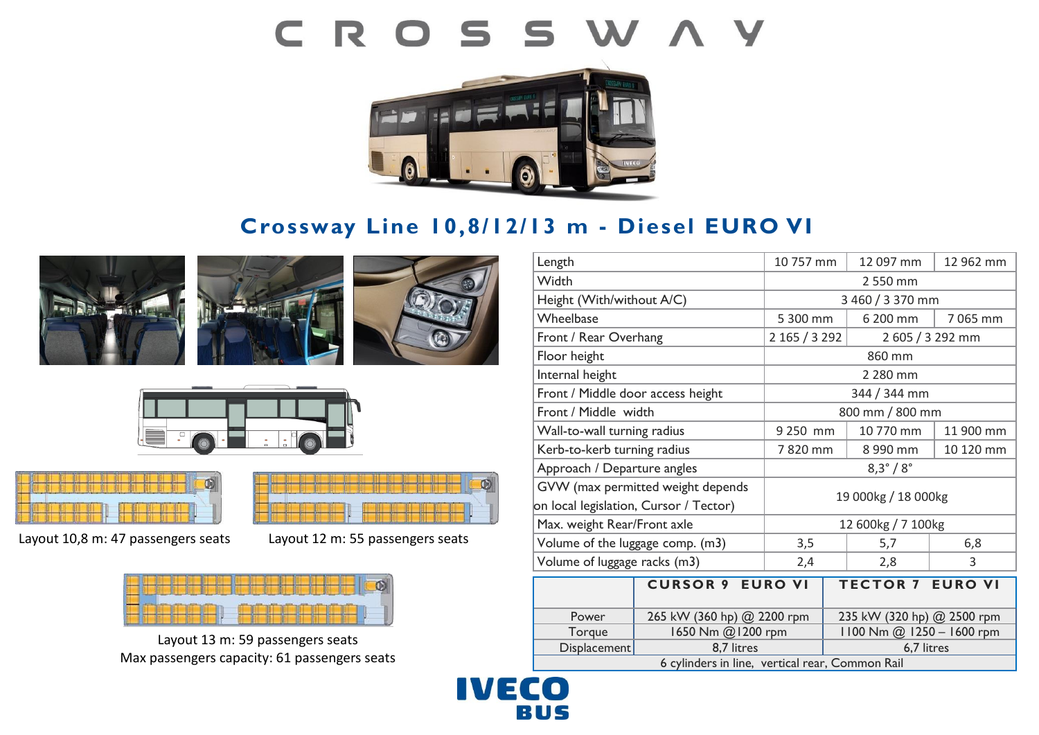# CROSSWAY

## Crossway Line 10,8/12/13 m - Diesel EURO VI

Layout 10,8 m: 47 passengers seats

Layout 12 m: 55 passengers seats

Layout 13 m: 59 passengers seats
Max passengers capacity: 61 passengers seats

| | | | |
|---|---|---|---|
| Length | 10 757 mm | 12 097 mm | 12 962 mm |
| Width | 2 550 mm | | |
| Height (With/without A/C) | 3 460 / 3 370 mm | | |
| Wheelbase | 5 300 mm | 6 200 mm | 7 065 mm |
| Front / Rear Overhang | 2 165 / 3 292 | 2 605 / 3 292 mm | |
| Floor height | 860 mm | | |
| Internal height | 2 280 mm | | |
| Front / Middle door access height | 344 / 344 mm | | |
| Front / Middle width | 800 mm / 800 mm | | |
| Wall-to-wall turning radius | 9 250 mm | 10 770 mm | 11 900 mm |
| Kerb-to-kerb turning radius | 7 820 mm | 8 990 mm | 10 120 mm |
| Approach / Departure angles | 8,3° / 8° | | |
| GVW (max permitted weight depends on local legislation, Cursor / Tector) | 19 000kg / 18 000kg | | |
| Max. weight Rear/Front axle | 12 600kg / 7 100kg | | |
| Volume of the luggage comp. (m3) | 3,5 | 5,7 | 6,8 |
| Volume of luggage racks (m3) | 2,4 | 2,8 | 3 |

| | CURSOR 9 EURO VI | TECTOR 7 EURO VI |
|---|---|---|
| Power | 265 kW (360 hp) @ 2200 rpm | 235 kW (320 hp) @ 2500 rpm |
| Torque | 1650 Nm @1200 rpm | 1100 Nm @ 1250 – 1600 rpm |
| Displacement | 8,7 litres | 6,7 litres |
| 6 cylinders in line, vertical rear, Common Rail | | |

IVECO BUS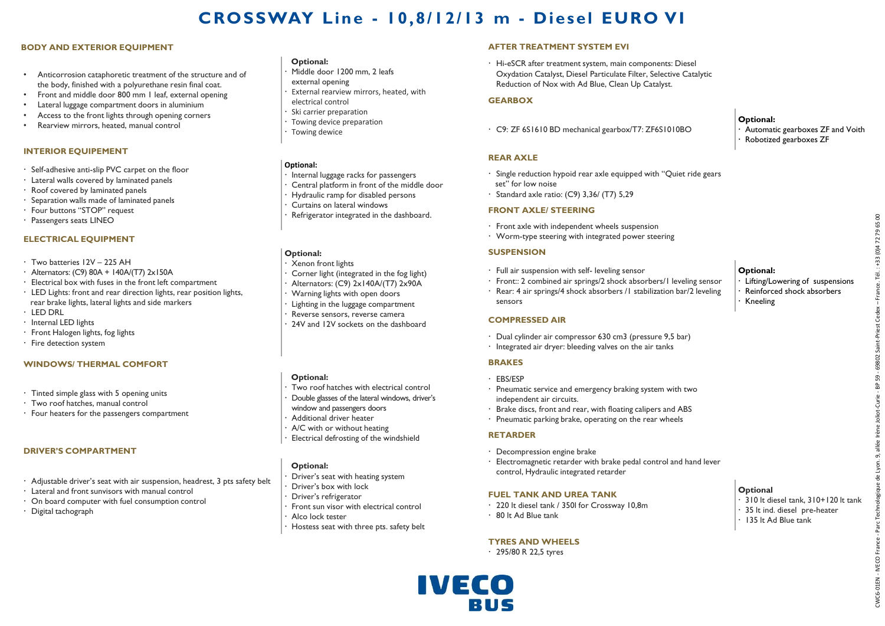# CROSSWAY Line - 10,8/12/13 m - Diesel EURO VI

## BODY AND EXTERIOR EQUIPMENT

- Anticorrosion cataphoretic treatment of the structure and of the body, finished with a polyurethane resin final coat.
- Front and middle door 800 mm 1 leaf, external opening
- Lateral luggage compartment doors in aluminium
- Access to the front lights through opening corners
- Rearview mirrors, heated, manual control

**Optional:**

- Middle door 1200 mm, 2 leafs external opening
- External rearview mirrors, heated, with electrical control
- Ski carrier preparation
- Towing device preparation
- Towing dewice

## INTERIOR EQUIPEMENT

- Self-adhesive anti-slip PVC carpet on the floor
- Lateral walls covered by laminated panels
- Roof covered by laminated panels
- Separation walls made of laminated panels
- Four buttons "STOP" request
- Passengers seats LINEO

**Optional:**

- Internal luggage racks for passengers
- Central platform in front of the middle door
- Hydraulic ramp for disabled persons
- Curtains on lateral windows
- Refrigerator integrated in the dashboard.

## ELECTRICAL EQUIPMENT

- Two batteries 12V – 225 AH
- Alternators: (C9) 80A + 140A/(T7) 2x150A
- Electrical box with fuses in the front left compartment
- LED Lights: front and rear direction lights, rear position lights, rear brake lights, lateral lights and side markers
- LED DRL
- Internal LED lights
- Front Halogen lights, fog lights
- Fire detection system

**Optional:**

- Xenon front lights
- Corner light (integrated in the fog light)
- Alternators: (C9) 2x140A/(T7) 2x90A
- Warning lights with open doors
- Lighting in the luggage compartment
- Reverse sensors, reverse camera
- 24V and 12V sockets on the dashboard

## WINDOWS/ THERMAL COMFORT

- Tinted simple glass with 5 opening units
- Two roof hatches, manual control
- Four heaters for the passengers compartment

**Optional:**

- Two roof hatches with electrical control
- Double glasses of the lateral windows, driver's window and passengers doors
- Additional driver heater
- A/C with or without heating
- Electrical defrosting of the windshield

## DRIVER'S COMPARTMENT

- Adjustable driver's seat with air suspension, headrest, 3 pts safety belt
- Lateral and front sunvisors with manual control
- On board computer with fuel consumption control
- Digital tachograph

**Optional:**

- Driver's seat with heating system
- Driver's box with lock
- Driver's refrigerator
- Front sun visor with electrical control
- Alco lock tester
- Hostess seat with three pts. safety belt

## AFTER TREATMENT SYSTEM EVI

- Hi-eSCR after treatment system, main components: Diesel Oxydation Catalyst, Diesel Particulate Filter, Selective Catalytic Reduction of Nox with Ad Blue, Clean Up Catalyst.

## GEARBOX

- C9: ZF 6S1610 BD mechanical gearbox/T7: ZF6S1010BO

**Optional:**

- Automatic gearboxes ZF and Voith
- Robotized gearboxes ZF

## REAR AXLE

- Single reduction hypoid rear axle equipped with "Quiet ride gears set" for low noise
- Standard axle ratio: (C9) 3,36/ (T7) 5,29

## FRONT AXLE/ STEERING

- Front axle with independent wheels suspension
- Worm-type steering with integrated power steering

## SUSPENSION

- Full air suspension with self- leveling sensor
- Front:: 2 combined air springs/2 shock absorbers/1 leveling sensor
- Rear: 4 air springs/4 shock absorbers /1 stabilization bar/2 leveling sensors

**Optional:**

- Lifting/Lowering of suspensions
- Reinforced shock absorbers
- Kneeling

## COMPRESSED AIR

- Dual cylinder air compressor 630 cm3 (pressure 9,5 bar)
- Integrated air dryer: bleeding valves on the air tanks

## BRAKES

- EBS/ESP
- Pneumatic service and emergency braking system with two independent air circuits.
- Brake discs, front and rear, with floating calipers and ABS
- Pneumatic parking brake, operating on the rear wheels

## RETARDER

- Decompression engine brake
- Electromagnetic retarder with brake pedal control and hand lever control, Hydraulic integrated retarder

## FUEL TANK AND UREA TANK

- 220 lt diesel tank / 350l for Crossway 10,8m
- 80 lt Ad Blue tank

**Optional**

- 310 lt diesel tank, 310+120 lt tank
- 35 lt ind. diesel pre-heater
- 135 lt Ad Blue tank

## TYRES AND WHEELS

- 295/80 R 22,5 tyres

IVECO BUS

CWC6-01EN - IVECO France - Parc Technologique de Lyon, 9, allée Irène Joliot-Curie - BP 59 - 69802 Saint-Priest Cedex – France. Tél. : +33 (0)4 72 79 65 00